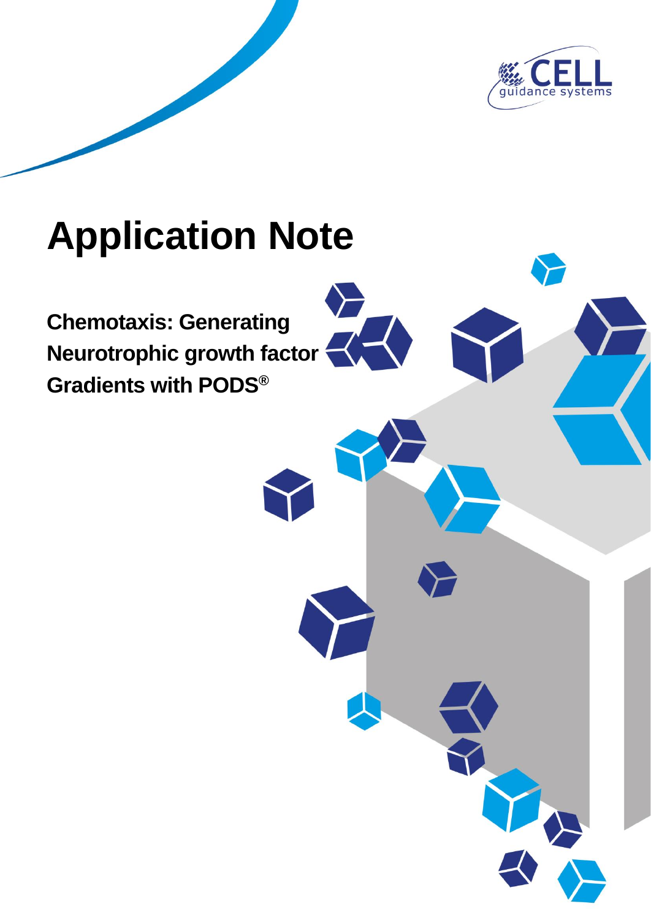CELL guidance systems

# Application Note

## Chemotaxis: Generating Neurotrophic growth factor Gradients with PODS®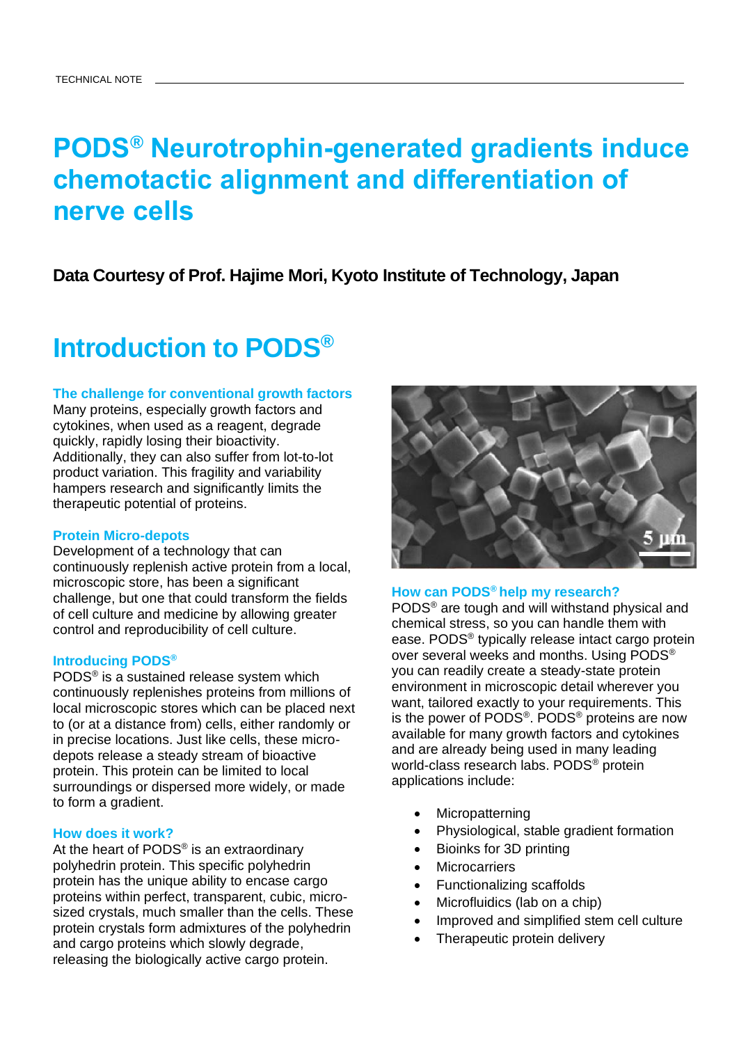# PODS® Neurotrophin-generated gradients induce chemotactic alignment and differentiation of nerve cells

**Data Courtesy of Prof. Hajime Mori, Kyoto Institute of Technology, Japan**

## Introduction to PODS®

### The challenge for conventional growth factors

Many proteins, especially growth factors and cytokines, when used as a reagent, degrade quickly, rapidly losing their bioactivity. Additionally, they can also suffer from lot-to-lot product variation. This fragility and variability hampers research and significantly limits the therapeutic potential of proteins.

### Protein Micro-depots

Development of a technology that can continuously replenish active protein from a local, microscopic store, has been a significant challenge, but one that could transform the fields of cell culture and medicine by allowing greater control and reproducibility of cell culture.

### Introducing PODS®

PODS® is a sustained release system which continuously replenishes proteins from millions of local microscopic stores which can be placed next to (or at a distance from) cells, either randomly or in precise locations. Just like cells, these micro-depots release a steady stream of bioactive protein. This protein can be limited to local surroundings or dispersed more widely, or made to form a gradient.

### How does it work?

At the heart of PODS® is an extraordinary polyhedrin protein. This specific polyhedrin protein has the unique ability to encase cargo proteins within perfect, transparent, cubic, micro-sized crystals, much smaller than the cells. These protein crystals form admixtures of the polyhedrin and cargo proteins which slowly degrade, releasing the biologically active cargo protein.

### How can PODS® help my research?

PODS® are tough and will withstand physical and chemical stress, so you can handle them with ease. PODS® typically release intact cargo protein over several weeks and months. Using PODS® you can readily create a steady-state protein environment in microscopic detail wherever you want, tailored exactly to your requirements. This is the power of PODS®. PODS® proteins are now available for many growth factors and cytokines and are already being used in many leading world-class research labs. PODS® protein applications include:

- Micropatterning
- Physiological, stable gradient formation
- Bioinks for 3D printing
- Microcarriers
- Functionalizing scaffolds
- Microfluidics (lab on a chip)
- Improved and simplified stem cell culture
- Therapeutic protein delivery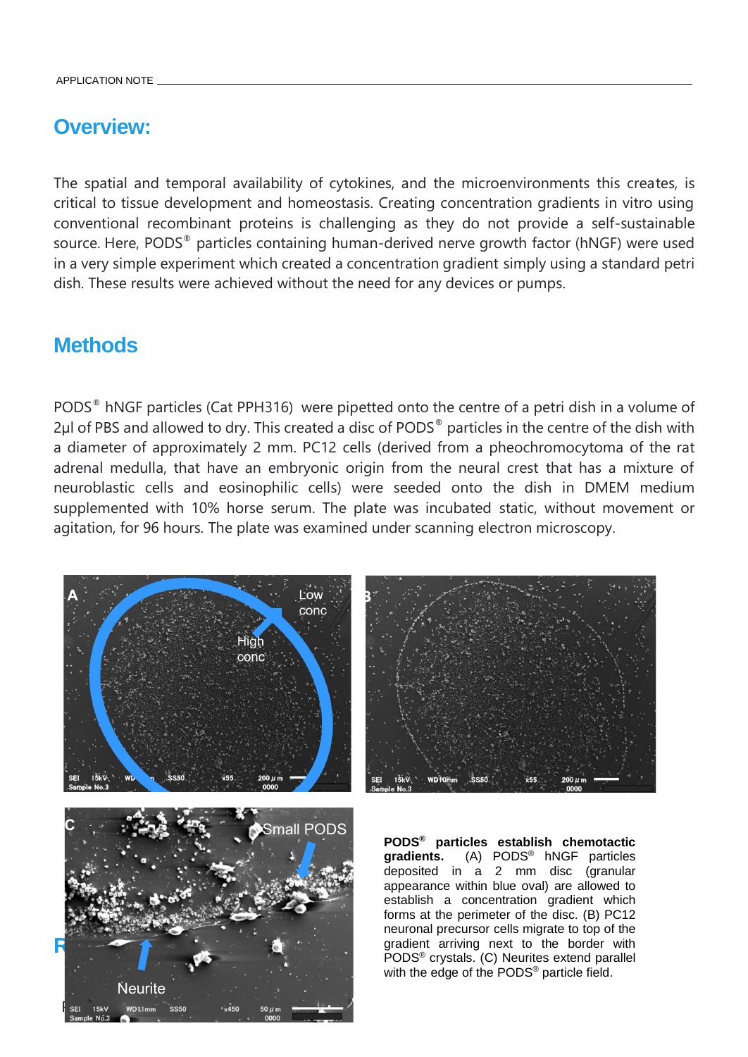## Overview:

The spatial and temporal availability of cytokines, and the microenvironments this creates, is critical to tissue development and homeostasis. Creating concentration gradients in vitro using conventional recombinant proteins is challenging as they do not provide a self-sustainable source. Here, PODS® particles containing human-derived nerve growth factor (hNGF) were used in a very simple experiment which created a concentration gradient simply using a standard petri dish. These results were achieved without the need for any devices or pumps.

## Methods

PODS® hNGF particles (Cat PPH316) were pipetted onto the centre of a petri dish in a volume of 2µl of PBS and allowed to dry. This created a disc of PODS® particles in the centre of the dish with a diameter of approximately 2 mm. PC12 cells (derived from a pheochromocytoma of the rat adrenal medulla, that have an embryonic origin from the neural crest that has a mixture of neuroblastic cells and eosinophilic cells) were seeded onto the dish in DMEM medium supplemented with 10% horse serum. The plate was incubated static, without movement or agitation, for 96 hours. The plate was examined under scanning electron microscopy.

**PODS® particles establish chemotactic gradients.** (A) PODS® hNGF particles deposited in a 2 mm disc (granular appearance within blue oval) are allowed to establish a concentration gradient which forms at the perimeter of the disc. (B) PC12 neuronal precursor cells migrate to top of the gradient arriving next to the border with PODS® crystals. (C) Neurites extend parallel with the edge of the PODS® particle field.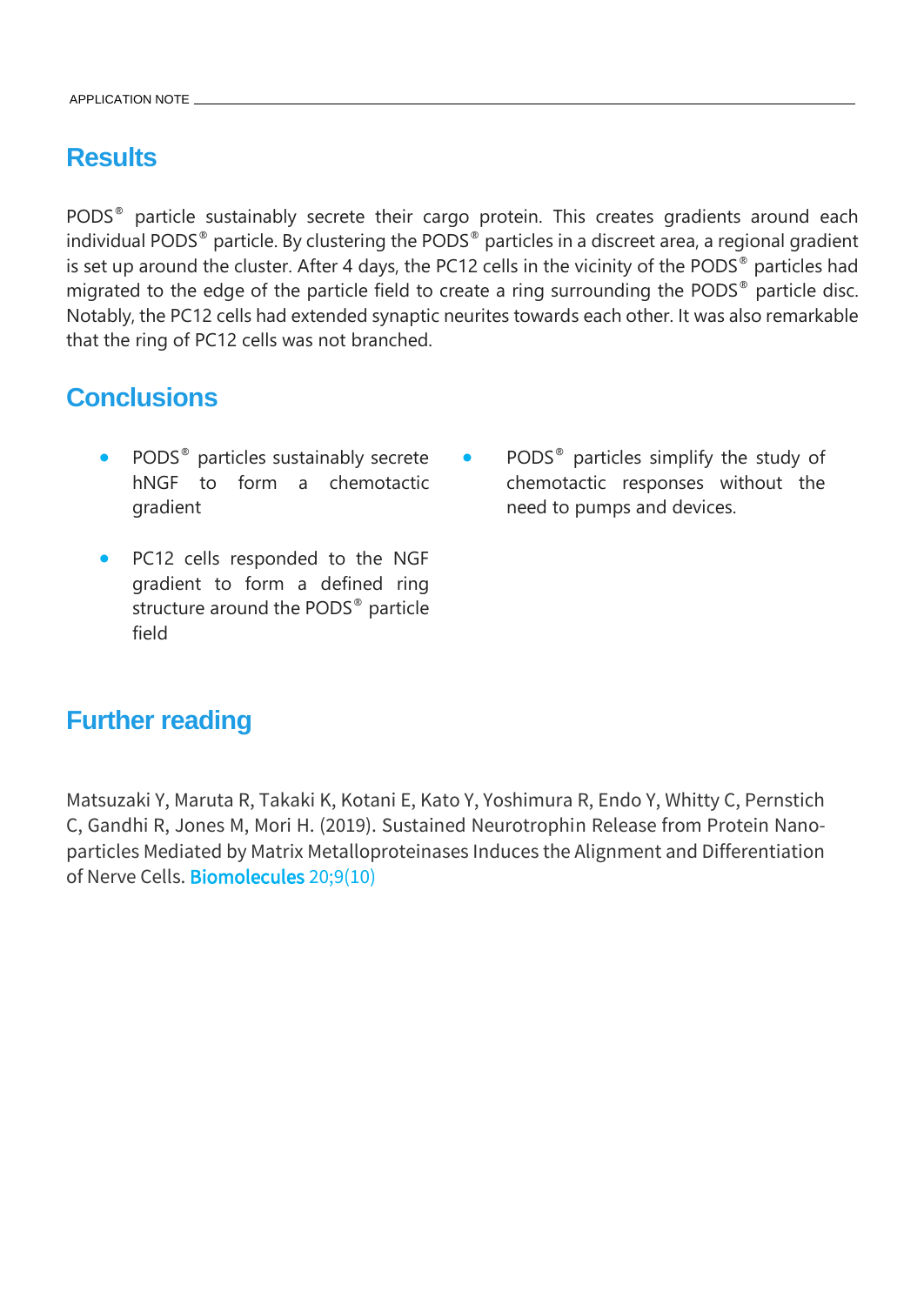## Results

PODS® particle sustainably secrete their cargo protein. This creates gradients around each individual PODS® particle. By clustering the PODS® particles in a discreet area, a regional gradient is set up around the cluster. After 4 days, the PC12 cells in the vicinity of the PODS® particles had migrated to the edge of the particle field to create a ring surrounding the PODS® particle disc. Notably, the PC12 cells had extended synaptic neurites towards each other. It was also remarkable that the ring of PC12 cells was not branched.

## Conclusions

- PODS® particles sustainably secrete hNGF to form a chemotactic gradient
- PC12 cells responded to the NGF gradient to form a defined ring structure around the PODS® particle field
- PODS® particles simplify the study of chemotactic responses without the need to pumps and devices.

## Further reading

Matsuzaki Y, Maruta R, Takaki K, Kotani E, Kato Y, Yoshimura R, Endo Y, Whitty C, Pernstich C, Gandhi R, Jones M, Mori H. (2019). Sustained Neurotrophin Release from Protein Nano-particles Mediated by Matrix Metalloproteinases Induces the Alignment and Differentiation of Nerve Cells. Biomolecules 20;9(10)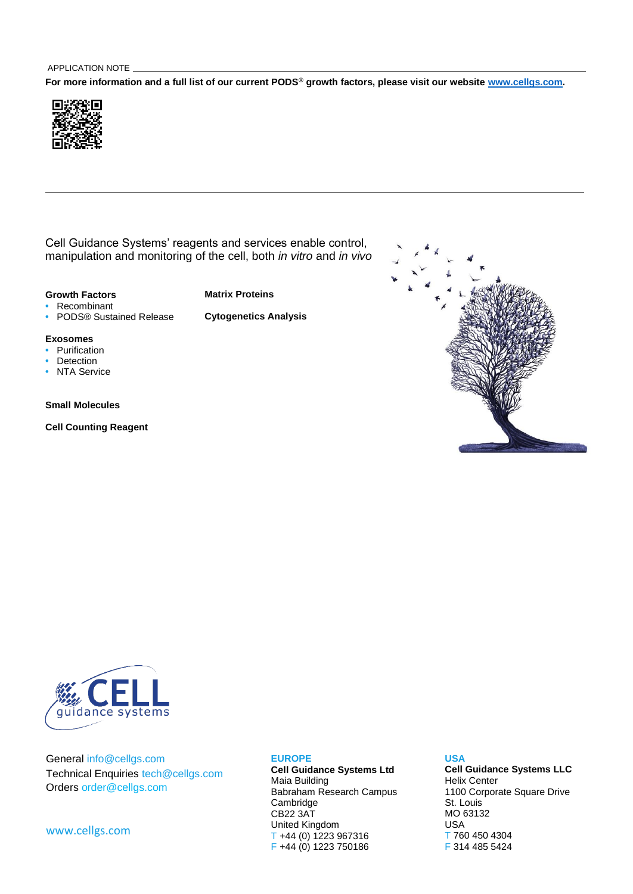For more information and a full list of our current PODS® growth factors, please visit our website [www.cellgs.com](http://www.cellgs.com).

---

Cell Guidance Systems' reagents and services enable control, manipulation and monitoring of the cell, both *in vitro* and *in vivo*

**Growth Factors**
- Recombinant
- PODS® Sustained Release

**Exosomes**
- Purification
- Detection
- NTA Service

**Small Molecules**

**Cell Counting Reagent**

**Matrix Proteins**

**Cytogenetics Analysis**

General info@cellgs.com
Technical Enquiries tech@cellgs.com
Orders order@cellgs.com

www.cellgs.com

**EUROPE**
**Cell Guidance Systems Ltd**
Maia Building
Babraham Research Campus
Cambridge
CB22 3AT
United Kingdom
T +44 (0) 1223 967316
F +44 (0) 1223 750186

**USA**
**Cell Guidance Systems LLC**
Helix Center
1100 Corporate Square Drive
St. Louis
MO 63132
USA
T 760 450 4304
F 314 485 5424